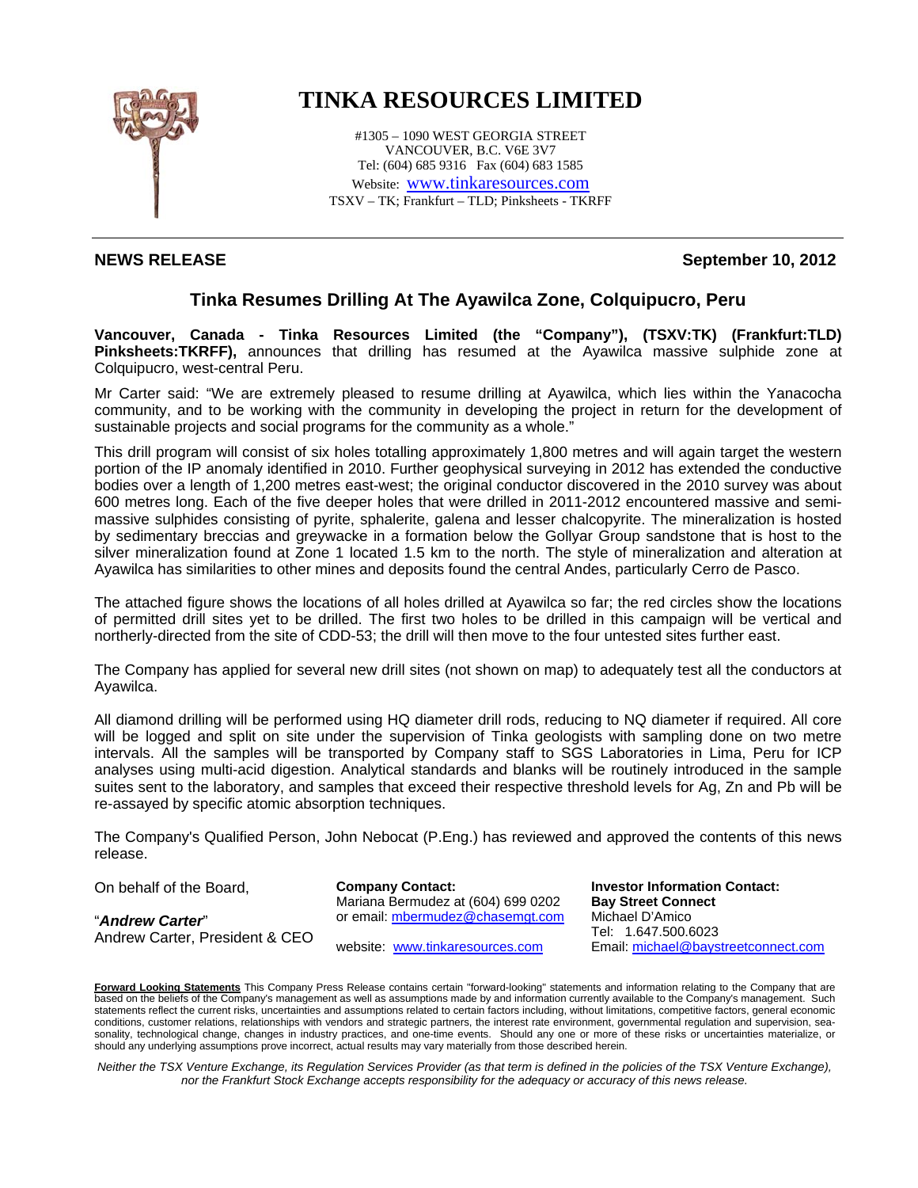# TINKA RESOURCES LIMITED

#1305 – 1090 WEST GEORGIA STREET
VANCOUVER, B.C. V6E 3V7
Tel: (604) 685 9316 Fax (604) 683 1585
Website: www.tinkaresources.com
TSXV – TK; Frankfurt – TLD; Pinksheets - TKRFF

**NEWS RELEASE** **September 10, 2012**

## Tinka Resumes Drilling At The Ayawilca Zone, Colquipucro, Peru

**Vancouver, Canada - Tinka Resources Limited (the "Company"), (TSXV:TK) (Frankfurt:TLD) Pinksheets:TKRFF),** announces that drilling has resumed at the Ayawilca massive sulphide zone at Colquipucro, west-central Peru.

Mr Carter said: "We are extremely pleased to resume drilling at Ayawilca, which lies within the Yanacocha community, and to be working with the community in developing the project in return for the development of sustainable projects and social programs for the community as a whole."

This drill program will consist of six holes totalling approximately 1,800 metres and will again target the western portion of the IP anomaly identified in 2010. Further geophysical surveying in 2012 has extended the conductive bodies over a length of 1,200 metres east-west; the original conductor discovered in the 2010 survey was about 600 metres long. Each of the five deeper holes that were drilled in 2011-2012 encountered massive and semi-massive sulphides consisting of pyrite, sphalerite, galena and lesser chalcopyrite. The mineralization is hosted by sedimentary breccias and greywacke in a formation below the Gollyar Group sandstone that is host to the silver mineralization found at Zone 1 located 1.5 km to the north. The style of mineralization and alteration at Ayawilca has similarities to other mines and deposits found the central Andes, particularly Cerro de Pasco.

The attached figure shows the locations of all holes drilled at Ayawilca so far; the red circles show the locations of permitted drill sites yet to be drilled. The first two holes to be drilled in this campaign will be vertical and northerly-directed from the site of CDD-53; the drill will then move to the four untested sites further east.

The Company has applied for several new drill sites (not shown on map) to adequately test all the conductors at Ayawilca.

All diamond drilling will be performed using HQ diameter drill rods, reducing to NQ diameter if required. All core will be logged and split on site under the supervision of Tinka geologists with sampling done on two metre intervals. All the samples will be transported by Company staff to SGS Laboratories in Lima, Peru for ICP analyses using multi-acid digestion. Analytical standards and blanks will be routinely introduced in the sample suites sent to the laboratory, and samples that exceed their respective threshold levels for Ag, Zn and Pb will be re-assayed by specific atomic absorption techniques.

The Company's Qualified Person, John Nebocat (P.Eng.) has reviewed and approved the contents of this news release.

On behalf of the Board,

"***Andrew Carter***"
Andrew Carter, President & CEO

**Company Contact:**
Mariana Bermudez at (604) 699 0202
or email: mbermudez@chasemgt.com

website: www.tinkaresources.com

**Investor Information Contact:**
**Bay Street Connect**
Michael D'Amico
Tel: 1.647.500.6023
Email: michael@baystreetconnect.com

**Forward Looking Statements** This Company Press Release contains certain "forward-looking" statements and information relating to the Company that are based on the beliefs of the Company's management as well as assumptions made by and information currently available to the Company's management. Such statements reflect the current risks, uncertainties and assumptions related to certain factors including, without limitations, competitive factors, general economic conditions, customer relations, relationships with vendors and strategic partners, the interest rate environment, governmental regulation and supervision, seasonality, technological change, changes in industry practices, and one-time events. Should any one or more of these risks or uncertainties materialize, or should any underlying assumptions prove incorrect, actual results may vary materially from those described herein.

*Neither the TSX Venture Exchange, its Regulation Services Provider (as that term is defined in the policies of the TSX Venture Exchange), nor the Frankfurt Stock Exchange accepts responsibility for the adequacy or accuracy of this news release.*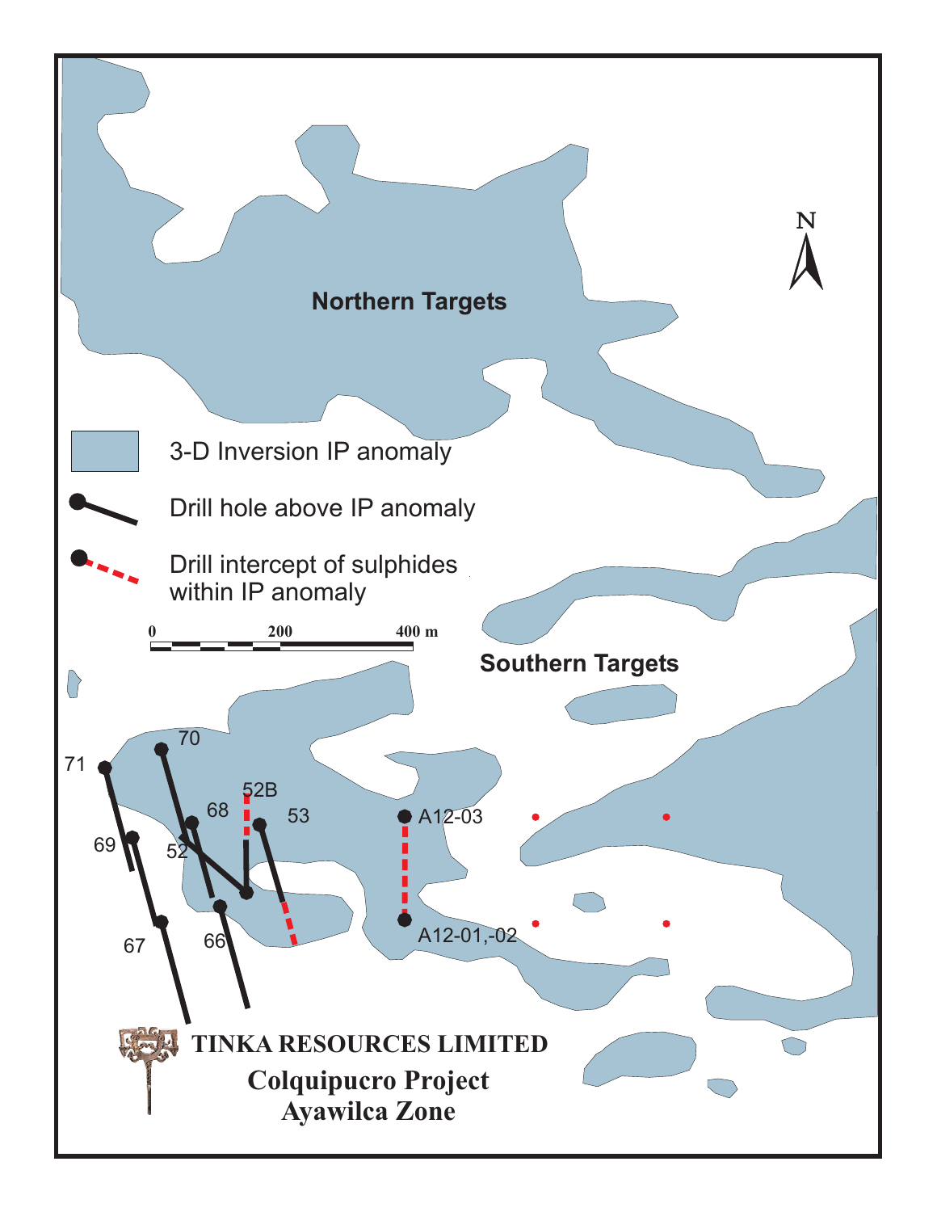Northern Targets

Southern Targets

N

3-D Inversion IP anomaly

Drill hole above IP anomaly

Drill intercept of sulphides within IP anomaly

0 200 400 m

70

71

52B

68

53

A12-03

69

52

67

66

A12-01,-02

TINKA RESOURCES LIMITED

Colquipucro Project

Ayawilca Zone